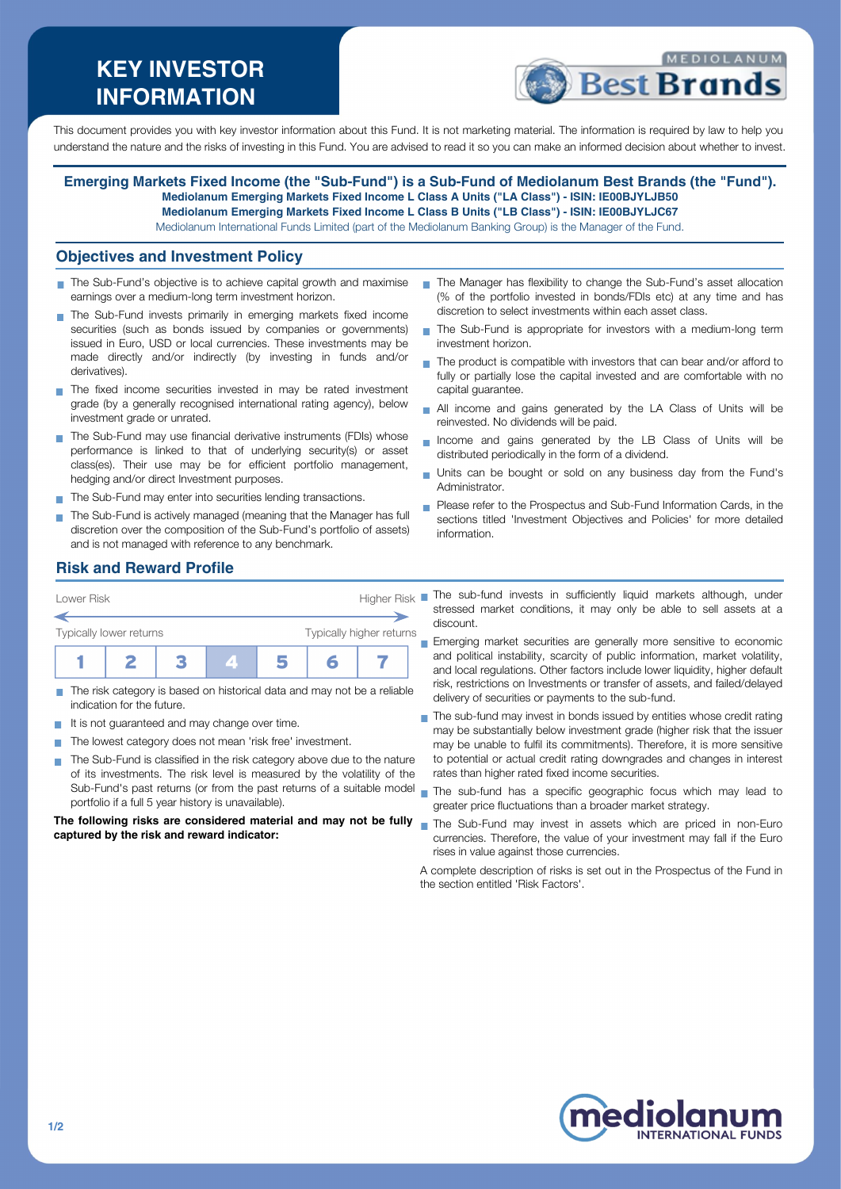# KEY INVESTOR INFORMATION

This document provides you with key investor information about this Fund. It is not marketing material. The information is required by law to help you understand the nature and the risks of investing in this Fund. You are advised to read it so you can make an informed decision about whether to invest.

**Emerging Markets Fixed Income (the "Sub-Fund") is a Sub-Fund of Mediolanum Best Brands (the "Fund").**
**Mediolanum Emerging Markets Fixed Income L Class A Units ("LA Class") - ISIN: IE00BJYLJB50**
**Mediolanum Emerging Markets Fixed Income L Class B Units ("LB Class") - ISIN: IE00BJYLJC67**
Mediolanum International Funds Limited (part of the Mediolanum Banking Group) is the Manager of the Fund.

## Objectives and Investment Policy

- The Sub-Fund's objective is to achieve capital growth and maximise earnings over a medium-long term investment horizon.
- The Sub-Fund invests primarily in emerging markets fixed income securities (such as bonds issued by companies or governments) issued in Euro, USD or local currencies. These investments may be made directly and/or indirectly (by investing in funds and/or derivatives).
- The fixed income securities invested in may be rated investment grade (by a generally recognised international rating agency), below investment grade or unrated.
- The Sub-Fund may use financial derivative instruments (FDIs) whose performance is linked to that of underlying security(s) or asset class(es). Their use may be for efficient portfolio management, hedging and/or direct Investment purposes.
- The Sub-Fund may enter into securities lending transactions.
- The Sub-Fund is actively managed (meaning that the Manager has full discretion over the composition of the Sub-Fund's portfolio of assets) and is not managed with reference to any benchmark.
- The Manager has flexibility to change the Sub-Fund's asset allocation (% of the portfolio invested in bonds/FDIs etc) at any time and has discretion to select investments within each asset class.
- The Sub-Fund is appropriate for investors with a medium-long term investment horizon.
- The product is compatible with investors that can bear and/or afford to fully or partially lose the capital invested and are comfortable with no capital guarantee.
- All income and gains generated by the LA Class of Units will be reinvested. No dividends will be paid.
- Income and gains generated by the LB Class of Units will be distributed periodically in the form of a dividend.
- Units can be bought or sold on any business day from the Fund's Administrator.
- Please refer to the Prospectus and Sub-Fund Information Cards, in the sections titled 'Investment Objectives and Policies' for more detailed information.

## Risk and Reward Profile

Lower Risk — Higher Risk

Typically lower returns — Typically higher returns

| 1 | 2 | 3 | **4** | 5 | 6 | 7 |
|---|---|---|---|---|---|---|

- The risk category is based on historical data and may not be a reliable indication for the future.
- It is not guaranteed and may change over time.
- The lowest category does not mean 'risk free' investment.
- The Sub-Fund is classified in the risk category above due to the nature of its investments. The risk level is measured by the volatility of the Sub-Fund's past returns (or from the past returns of a suitable model portfolio if a full 5 year history is unavailable).

**The following risks are considered material and may not be fully captured by the risk and reward indicator:**

- The sub-fund invests in sufficiently liquid markets although, under stressed market conditions, it may only be able to sell assets at a discount.
- Emerging market securities are generally more sensitive to economic and political instability, scarcity of public information, market volatility, and local regulations. Other factors include lower liquidity, higher default risk, restrictions on Investments or transfer of assets, and failed/delayed delivery of securities or payments to the sub-fund.
- The sub-fund may invest in bonds issued by entities whose credit rating may be substantially below investment grade (higher risk that the issuer may be unable to fulfil its commitments). Therefore, it is more sensitive to potential or actual credit rating downgrades and changes in interest rates than higher rated fixed income securities.
- The sub-fund has a specific geographic focus which may lead to greater price fluctuations than a broader market strategy.
- The Sub-Fund may invest in assets which are priced in non-Euro currencies. Therefore, the value of your investment may fall if the Euro rises in value against those currencies.

A complete description of risks is set out in the Prospectus of the Fund in the section entitled 'Risk Factors'.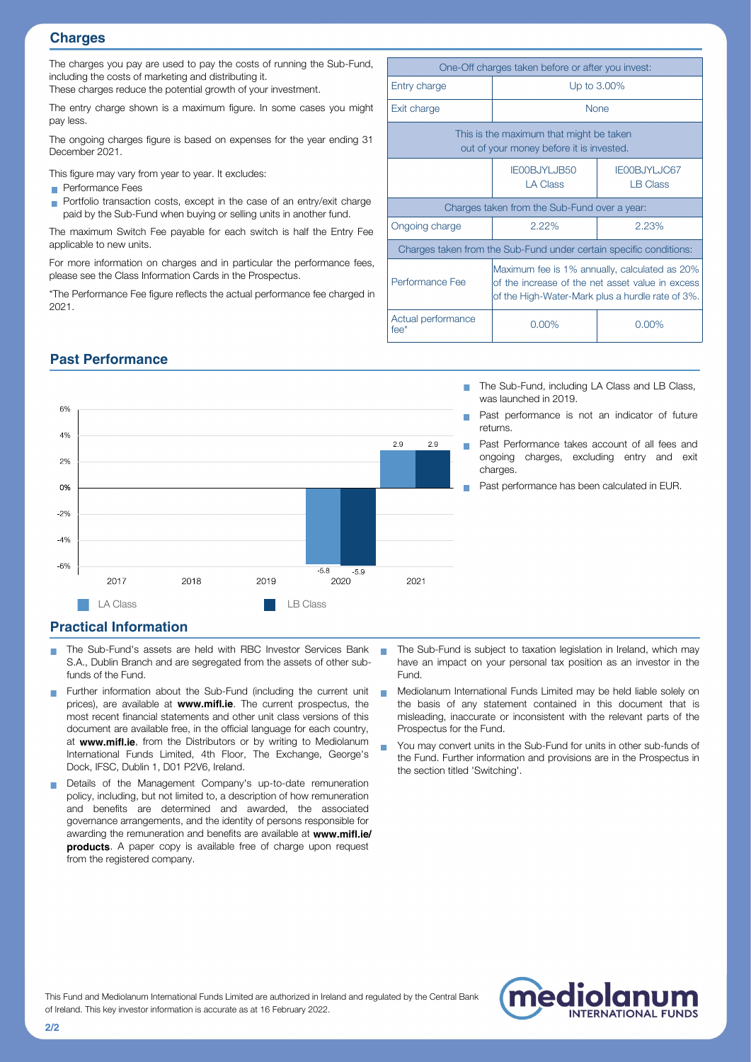## Charges

The charges you pay are used to pay the costs of running the Sub-Fund, including the costs of marketing and distributing it.
These charges reduce the potential growth of your investment.

The entry charge shown is a maximum figure. In some cases you might pay less.

The ongoing charges figure is based on expenses for the year ending 31 December 2021.

This figure may vary from year to year. It excludes:

- Performance Fees
- Portfolio transaction costs, except in the case of an entry/exit charge paid by the Sub-Fund when buying or selling units in another fund.

The maximum Switch Fee payable for each switch is half the Entry Fee applicable to new units.

For more information on charges and in particular the performance fees, please see the Class Information Cards in the Prospectus.

*The Performance Fee figure reflects the actual performance fee charged in 2021.

| One-Off charges taken before or after you invest: | | |
|---|---|---|
| Entry charge | Up to 3.00% | |
| Exit charge | None | |
| This is the maximum that might be taken out of your money before it is invested. | | |
| | IE00BJYLJB50 LA Class | IE00BJYLJC67 LB Class |
| Charges taken from the Sub-Fund over a year: | | |
| Ongoing charge | 2.22% | 2.23% |
| Charges taken from the Sub-Fund under certain specific conditions: | | |
| Performance Fee | Maximum fee is 1% annually, calculated as 20% of the increase of the net asset value in excess of the High-Water-Mark plus a hurdle rate of 3%. | |
| Actual performance fee* | 0.00% | 0.00% |

## Past Performance

6%
4%
2%
0%
-2%
-4%
-6%

2017 2018 2019 2020 2021

-5.8 -5.9
2.9 2.9

LA Class
LB Class

- The Sub-Fund, including LA Class and LB Class, was launched in 2019.
- Past performance is not an indicator of future returns.
- Past Performance takes account of all fees and ongoing charges, excluding entry and exit charges.
- Past performance has been calculated in EUR.

## Practical Information

- The Sub-Fund's assets are held with RBC Investor Services Bank S.A., Dublin Branch and are segregated from the assets of other sub-funds of the Fund.
- Further information about the Sub-Fund (including the current unit prices), are available at **www.mifl.ie**. The current prospectus, the most recent financial statements and other unit class versions of this document are available free, in the official language for each country, at **www.mifl.ie**, from the Distributors or by writing to Mediolanum International Funds Limited, 4th Floor, The Exchange, George's Dock, IFSC, Dublin 1, D01 P2V6, Ireland.
- Details of the Management Company's up-to-date remuneration policy, including, but not limited to, a description of how remuneration and benefits are determined and awarded, the associated governance arrangements, and the identity of persons responsible for awarding the remuneration and benefits are available at **www.mifl.ie/products**. A paper copy is available free of charge upon request from the registered company.
- The Sub-Fund is subject to taxation legislation in Ireland, which may have an impact on your personal tax position as an investor in the Fund.
- Mediolanum International Funds Limited may be held liable solely on the basis of any statement contained in this document that is misleading, inaccurate or inconsistent with the relevant parts of the Prospectus for the Fund.
- You may convert units in the Sub-Fund for units in other sub-funds of the Fund. Further information and provisions are in the Prospectus in the section titled 'Switching'.

This Fund and Mediolanum International Funds Limited are authorized in Ireland and regulated by the Central Bank of Ireland. This key investor information is accurate as at 16 February 2022.